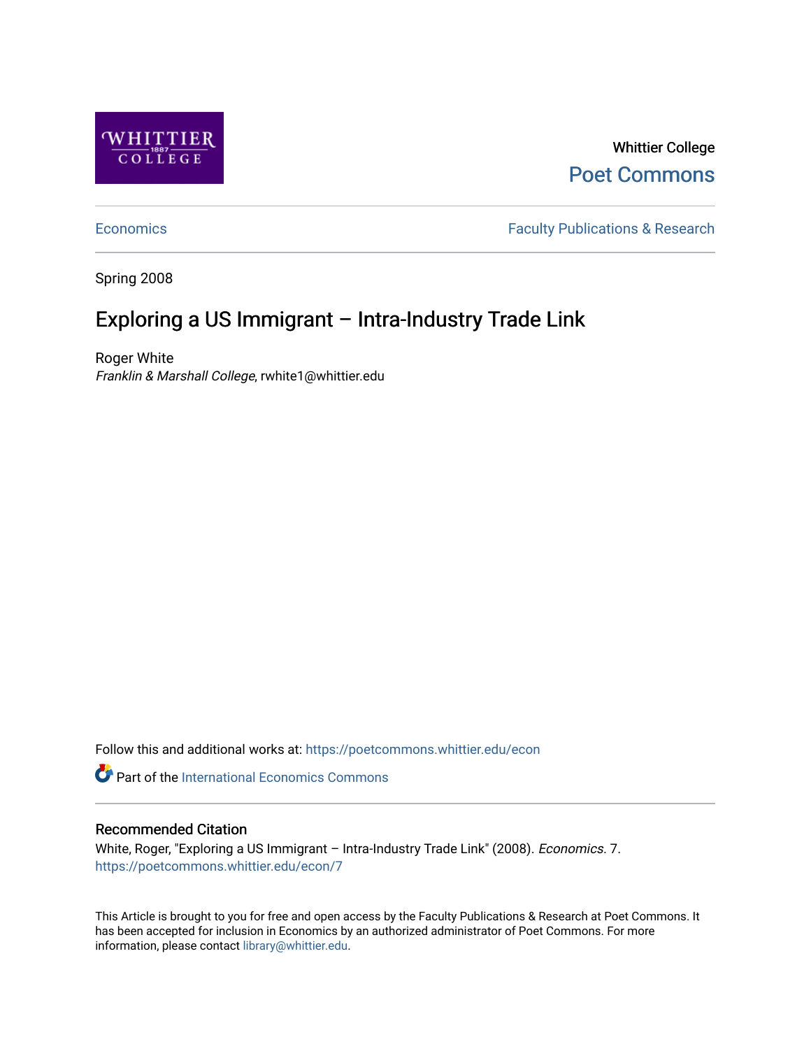Whittier College

Poet Commons

Economics

Faculty Publications & Research

Spring 2008

# Exploring a US Immigrant – Intra-Industry Trade Link

Roger White

*Franklin & Marshall College*, rwhite1@whittier.edu

Follow this and additional works at: https://poetcommons.whittier.edu/econ

Part of the International Economics Commons

## Recommended Citation

White, Roger, "Exploring a US Immigrant – Intra-Industry Trade Link" (2008). *Economics*. 7.
https://poetcommons.whittier.edu/econ/7

This Article is brought to you for free and open access by the Faculty Publications & Research at Poet Commons. It has been accepted for inclusion in Economics by an authorized administrator of Poet Commons. For more information, please contact library@whittier.edu.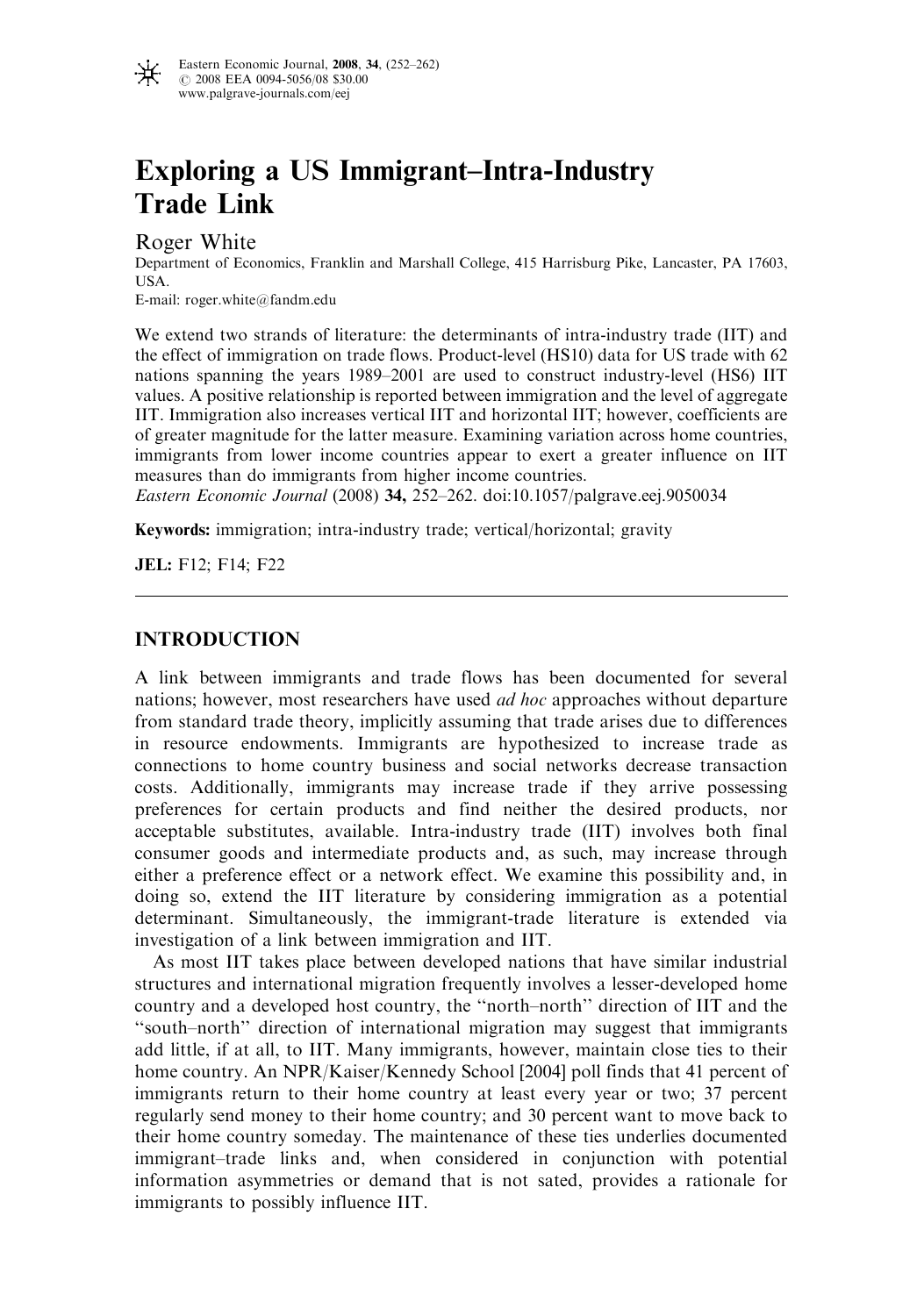# Exploring a US Immigrant–Intra-Industry Trade Link

Roger White

Department of Economics, Franklin and Marshall College, 415 Harrisburg Pike, Lancaster, PA 17603, USA.

E-mail: roger.white@fandm.edu

We extend two strands of literature: the determinants of intra-industry trade (IIT) and the effect of immigration on trade flows. Product-level (HS10) data for US trade with 62 nations spanning the years 1989–2001 are used to construct industry-level (HS6) IIT values. A positive relationship is reported between immigration and the level of aggregate IIT. Immigration also increases vertical IIT and horizontal IIT; however, coefficients are of greater magnitude for the latter measure. Examining variation across home countries, immigrants from lower income countries appear to exert a greater influence on IIT measures than do immigrants from higher income countries.

*Eastern Economic Journal* (2008) **34,** 252–262. doi:10.1057/palgrave.eej.9050034

**Keywords:** immigration; intra-industry trade; vertical/horizontal; gravity

**JEL:** F12; F14; F22

## INTRODUCTION

A link between immigrants and trade flows has been documented for several nations; however, most researchers have used *ad hoc* approaches without departure from standard trade theory, implicitly assuming that trade arises due to differences in resource endowments. Immigrants are hypothesized to increase trade as connections to home country business and social networks decrease transaction costs. Additionally, immigrants may increase trade if they arrive possessing preferences for certain products and find neither the desired products, nor acceptable substitutes, available. Intra-industry trade (IIT) involves both final consumer goods and intermediate products and, as such, may increase through either a preference effect or a network effect. We examine this possibility and, in doing so, extend the IIT literature by considering immigration as a potential determinant. Simultaneously, the immigrant-trade literature is extended via investigation of a link between immigration and IIT.

As most IIT takes place between developed nations that have similar industrial structures and international migration frequently involves a lesser-developed home country and a developed host country, the "north–north" direction of IIT and the "south–north" direction of international migration may suggest that immigrants add little, if at all, to IIT. Many immigrants, however, maintain close ties to their home country. An NPR/Kaiser/Kennedy School [2004] poll finds that 41 percent of immigrants return to their home country at least every year or two; 37 percent regularly send money to their home country; and 30 percent want to move back to their home country someday. The maintenance of these ties underlies documented immigrant–trade links and, when considered in conjunction with potential information asymmetries or demand that is not sated, provides a rationale for immigrants to possibly influence IIT.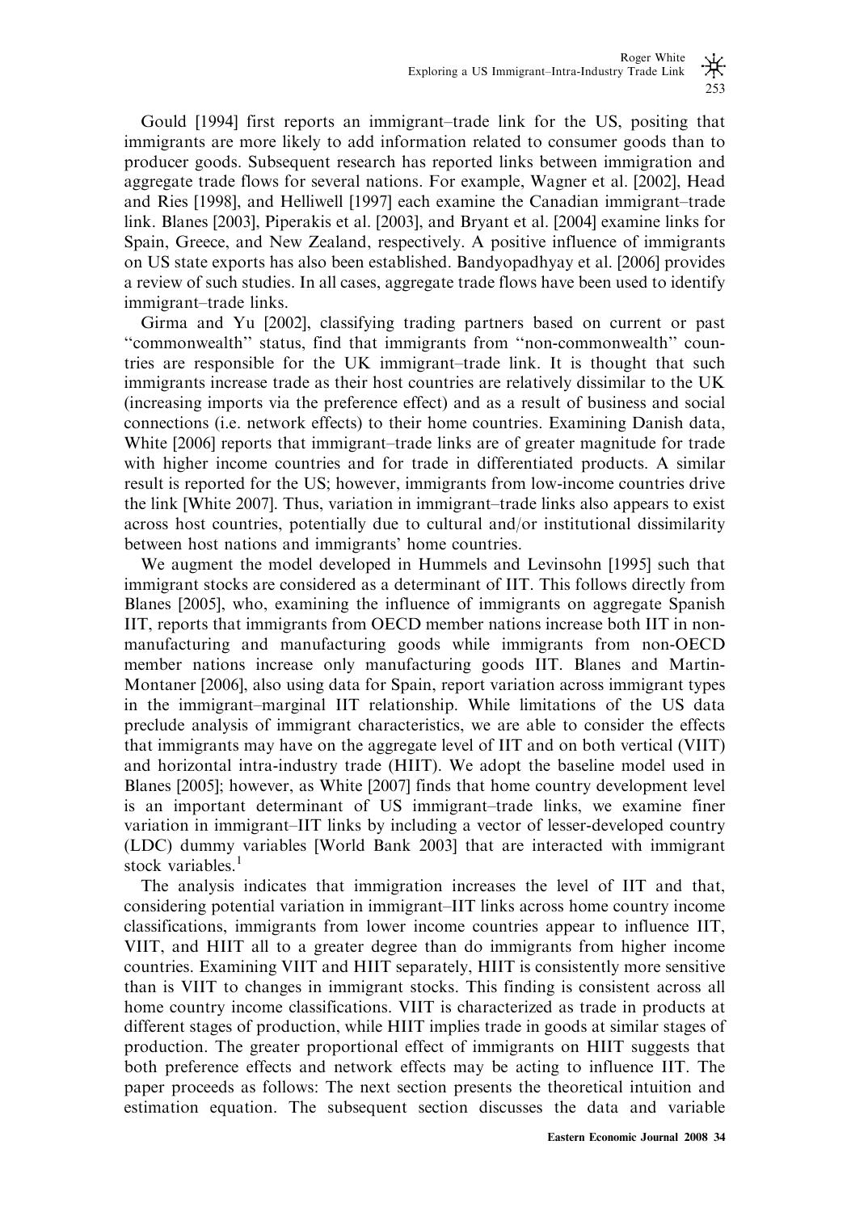Gould [1994] first reports an immigrant–trade link for the US, positing that immigrants are more likely to add information related to consumer goods than to producer goods. Subsequent research has reported links between immigration and aggregate trade flows for several nations. For example, Wagner et al. [2002], Head and Ries [1998], and Helliwell [1997] each examine the Canadian immigrant–trade link. Blanes [2003], Piperakis et al. [2003], and Bryant et al. [2004] examine links for Spain, Greece, and New Zealand, respectively. A positive influence of immigrants on US state exports has also been established. Bandyopadhyay et al. [2006] provides a review of such studies. In all cases, aggregate trade flows have been used to identify immigrant–trade links.

Girma and Yu [2002], classifying trading partners based on current or past "commonwealth" status, find that immigrants from "non-commonwealth" countries are responsible for the UK immigrant–trade link. It is thought that such immigrants increase trade as their host countries are relatively dissimilar to the UK (increasing imports via the preference effect) and as a result of business and social connections (i.e. network effects) to their home countries. Examining Danish data, White [2006] reports that immigrant–trade links are of greater magnitude for trade with higher income countries and for trade in differentiated products. A similar result is reported for the US; however, immigrants from low-income countries drive the link [White 2007]. Thus, variation in immigrant–trade links also appears to exist across host countries, potentially due to cultural and/or institutional dissimilarity between host nations and immigrants' home countries.

We augment the model developed in Hummels and Levinsohn [1995] such that immigrant stocks are considered as a determinant of IIT. This follows directly from Blanes [2005], who, examining the influence of immigrants on aggregate Spanish IIT, reports that immigrants from OECD member nations increase both IIT in non-manufacturing and manufacturing goods while immigrants from non-OECD member nations increase only manufacturing goods IIT. Blanes and Martin-Montaner [2006], also using data for Spain, report variation across immigrant types in the immigrant–marginal IIT relationship. While limitations of the US data preclude analysis of immigrant characteristics, we are able to consider the effects that immigrants may have on the aggregate level of IIT and on both vertical (VIIT) and horizontal intra-industry trade (HIIT). We adopt the baseline model used in Blanes [2005]; however, as White [2007] finds that home country development level is an important determinant of US immigrant–trade links, we examine finer variation in immigrant–IIT links by including a vector of lesser-developed country (LDC) dummy variables [World Bank 2003] that are interacted with immigrant stock variables.[1]

The analysis indicates that immigration increases the level of IIT and that, considering potential variation in immigrant–IIT links across home country income classifications, immigrants from lower income countries appear to influence IIT, VIIT, and HIIT all to a greater degree than do immigrants from higher income countries. Examining VIIT and HIIT separately, HIIT is consistently more sensitive than is VIIT to changes in immigrant stocks. This finding is consistent across all home country income classifications. VIIT is characterized as trade in products at different stages of production, while HIIT implies trade in goods at similar stages of production. The greater proportional effect of immigrants on HIIT suggests that both preference effects and network effects may be acting to influence IIT. The paper proceeds as follows: The next section presents the theoretical intuition and estimation equation. The subsequent section discusses the data and variable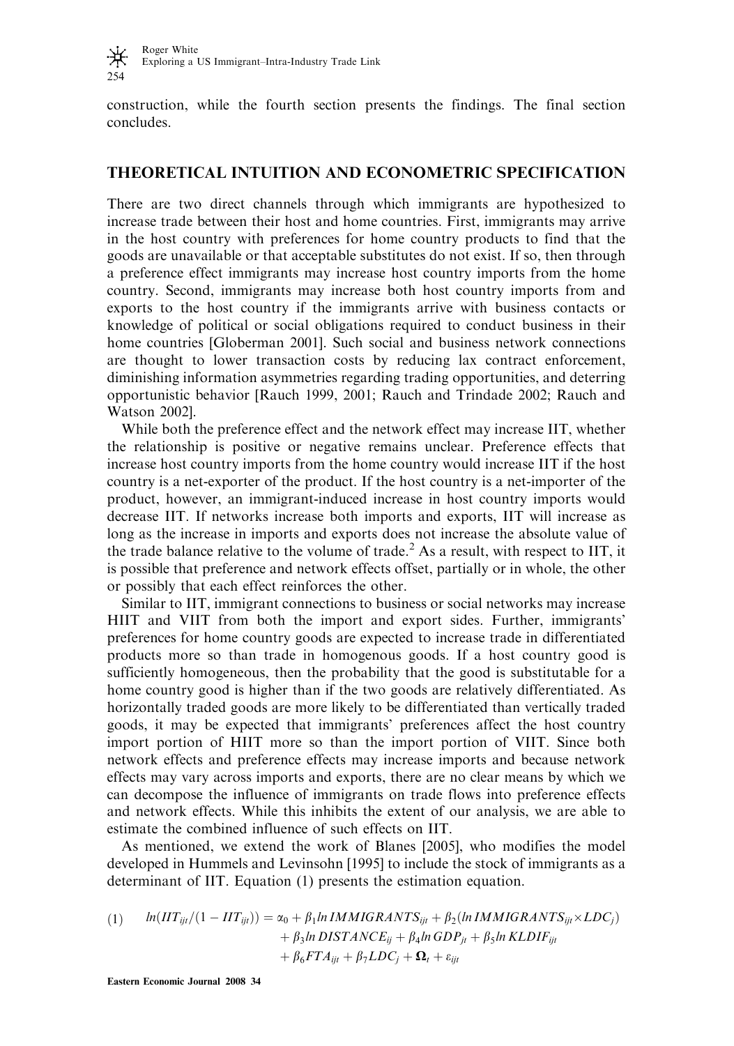construction, while the fourth section presents the findings. The final section concludes.

## THEORETICAL INTUITION AND ECONOMETRIC SPECIFICATION

There are two direct channels through which immigrants are hypothesized to increase trade between their host and home countries. First, immigrants may arrive in the host country with preferences for home country products to find that the goods are unavailable or that acceptable substitutes do not exist. If so, then through a preference effect immigrants may increase host country imports from the home country. Second, immigrants may increase both host country imports from and exports to the host country if the immigrants arrive with business contacts or knowledge of political or social obligations required to conduct business in their home countries [Globerman 2001]. Such social and business network connections are thought to lower transaction costs by reducing lax contract enforcement, diminishing information asymmetries regarding trading opportunities, and deterring opportunistic behavior [Rauch 1999, 2001; Rauch and Trindade 2002; Rauch and Watson 2002].

While both the preference effect and the network effect may increase IIT, whether the relationship is positive or negative remains unclear. Preference effects that increase host country imports from the home country would increase IIT if the host country is a net-exporter of the product. If the host country is a net-importer of the product, however, an immigrant-induced increase in host country imports would decrease IIT. If networks increase both imports and exports, IIT will increase as long as the increase in imports and exports does not increase the absolute value of the trade balance relative to the volume of trade.[2] As a result, with respect to IIT, it is possible that preference and network effects offset, partially or in whole, the other or possibly that each effect reinforces the other.

Similar to IIT, immigrant connections to business or social networks may increase HIIT and VIIT from both the import and export sides. Further, immigrants' preferences for home country goods are expected to increase trade in differentiated products more so than trade in homogenous goods. If a host country good is sufficiently homogeneous, then the probability that the good is substitutable for a home country good is higher than if the two goods are relatively differentiated. As horizontally traded goods are more likely to be differentiated than vertically traded goods, it may be expected that immigrants' preferences affect the host country import portion of HIIT more so than the import portion of VIIT. Since both network effects and preference effects may increase imports and because network effects may vary across imports and exports, there are no clear means by which we can decompose the influence of immigrants on trade flows into preference effects and network effects. While this inhibits the extent of our analysis, we are able to estimate the combined influence of such effects on IIT.

As mentioned, we extend the work of Blanes [2005], who modifies the model developed in Hummels and Levinsohn [1995] to include the stock of immigrants as a determinant of IIT. Equation (1) presents the estimation equation.

$$(1) \quad ln(IIT_{ijt}/(1-IIT_{ijt})) = \alpha_0 + \beta_1 ln\, IMMIGRANTS_{ijt} + \beta_2(ln\, IMMIGRANTS_{ijt} \times LDC_j) + \beta_3 ln\, DISTANCE_{ij} + \beta_4 ln\, GDP_{jt} + \beta_5 ln\, KLDIF_{ijt} + \beta_6 FTA_{ijt} + \beta_7 LDC_j + \mathbf{\Omega}_t + \varepsilon_{ijt}$$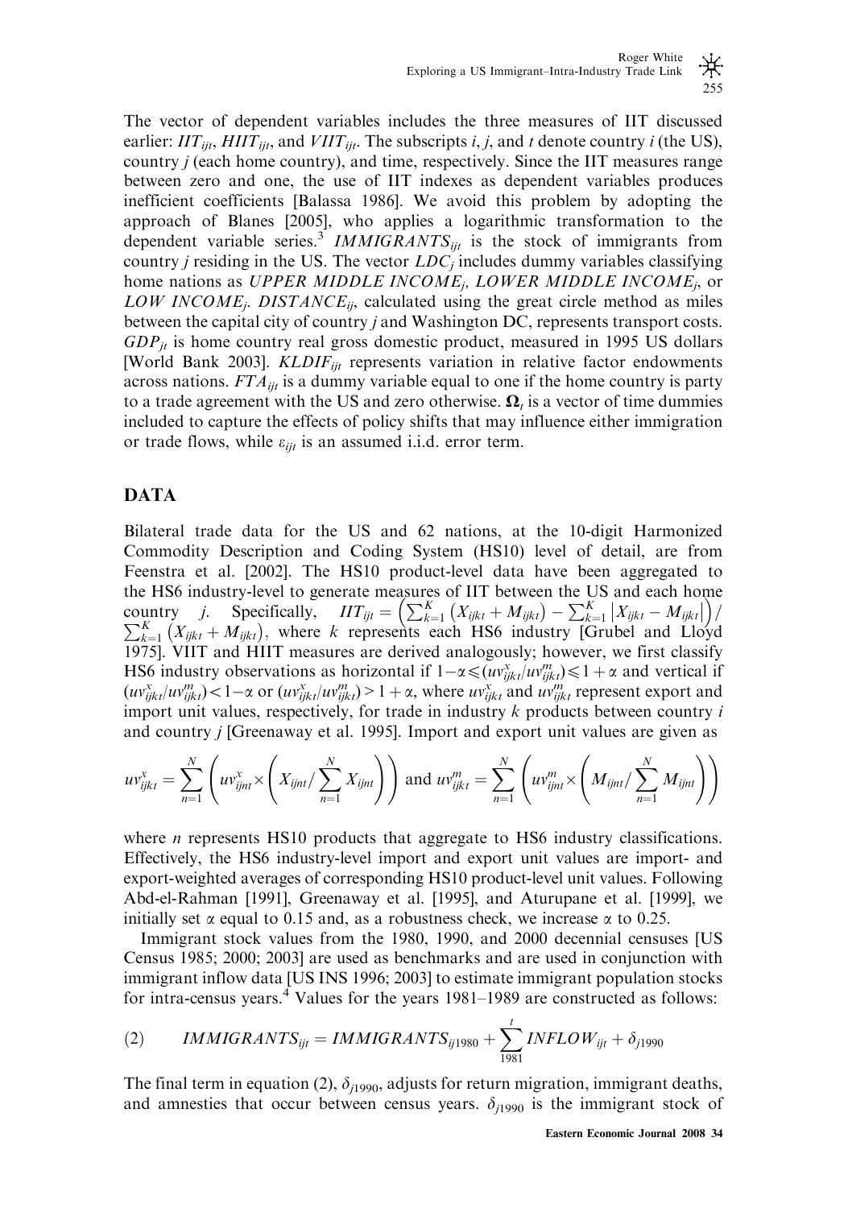The vector of dependent variables includes the three measures of IIT discussed earlier: $IIT_{ijt}$, $HIIT_{ijt}$, and $VIIT_{ijt}$. The subscripts $i$, $j$, and $t$ denote country $i$ (the US), country $j$ (each home country), and time, respectively. Since the IIT measures range between zero and one, the use of IIT indexes as dependent variables produces inefficient coefficients [Balassa 1986]. We avoid this problem by adopting the approach of Blanes [2005], who applies a logarithmic transformation to the dependent variable series.[3] $IMMIGRANTS_{ijt}$ is the stock of immigrants from country $j$ residing in the US. The vector $LDC_j$ includes dummy variables classifying home nations as $UPPER\ MIDDLE\ INCOME_j$, $LOWER\ MIDDLE\ INCOME_j$, or $LOW\ INCOME_j$. $DISTANCE_{ij}$, calculated using the great circle method as miles between the capital city of country $j$ and Washington DC, represents transport costs. $GDP_{jt}$ is home country real gross domestic product, measured in 1995 US dollars [World Bank 2003]. $KLDIF_{ijt}$ represents variation in relative factor endowments across nations. $FTA_{ijt}$ is a dummy variable equal to one if the home country is party to a trade agreement with the US and zero otherwise. $\mathbf{\Omega}_t$ is a vector of time dummies included to capture the effects of policy shifts that may influence either immigration or trade flows, while $\varepsilon_{ijt}$ is an assumed i.i.d. error term.

## DATA

Bilateral trade data for the US and 62 nations, at the 10-digit Harmonized Commodity Description and Coding System (HS10) level of detail, are from Feenstra et al. [2002]. The HS10 product-level data have been aggregated to the HS6 industry-level to generate measures of IIT between the US and each home country $j$. Specifically, $IIT_{ijt} = \left(\sum_{k=1}^{K}\left(X_{ijkt}+M_{ijkt}\right) - \sum_{k=1}^{K}\left|X_{ijkt}-M_{ijkt}\right|\right) / \sum_{k=1}^{K}\left(X_{ijkt}+M_{ijkt}\right)$, where $k$ represents each HS6 industry [Grubel and Lloyd 1975]. VIIT and HIIT measures are derived analogously; however, we first classify HS6 industry observations as horizontal if $1-\alpha \leqslant (uv^x_{ijkt}/uv^m_{ijkt}) \leqslant 1+\alpha$ and vertical if $(uv^x_{ijkt}/uv^m_{ijkt}) < 1-\alpha$ or $(uv^x_{ijkt}/uv^m_{ijkt}) > 1+\alpha$, where $uv^x_{ijkt}$ and $uv^m_{ijkt}$ represent export and import unit values, respectively, for trade in industry $k$ products between country $i$ and country $j$ [Greenaway et al. 1995]. Import and export unit values are given as

$$uv^x_{ijkt} = \sum_{n=1}^{N}\left(uv^x_{ijnt} \times \left(X_{ijnt} / \sum_{n=1}^{N} X_{ijnt}\right)\right) \text{ and } uv^m_{ijkt} = \sum_{n=1}^{N}\left(uv^m_{ijnt} \times \left(M_{ijnt} / \sum_{n=1}^{N} M_{ijnt}\right)\right)$$

where $n$ represents HS10 products that aggregate to HS6 industry classifications. Effectively, the HS6 industry-level import and export unit values are import- and export-weighted averages of corresponding HS10 product-level unit values. Following Abd-el-Rahman [1991], Greenaway et al. [1995], and Aturupane et al. [1999], we initially set $\alpha$ equal to 0.15 and, as a robustness check, we increase $\alpha$ to 0.25.

Immigrant stock values from the 1980, 1990, and 2000 decennial censuses [US Census 1985; 2000; 2003] are used as benchmarks and are used in conjunction with immigrant inflow data [US INS 1996; 2003] to estimate immigrant population stocks for intra-census years.[4] Values for the years 1981–1989 are constructed as follows:

$$IMMIGRANTS_{ijt} = IMMIGRANTS_{ij1980} + \sum_{1981}^{t} INFLOW_{ijt} + \delta_{j1990} \tag{2}$$

The final term in equation (2), $\delta_{j1990}$, adjusts for return migration, immigrant deaths, and amnesties that occur between census years. $\delta_{j1990}$ is the immigrant stock of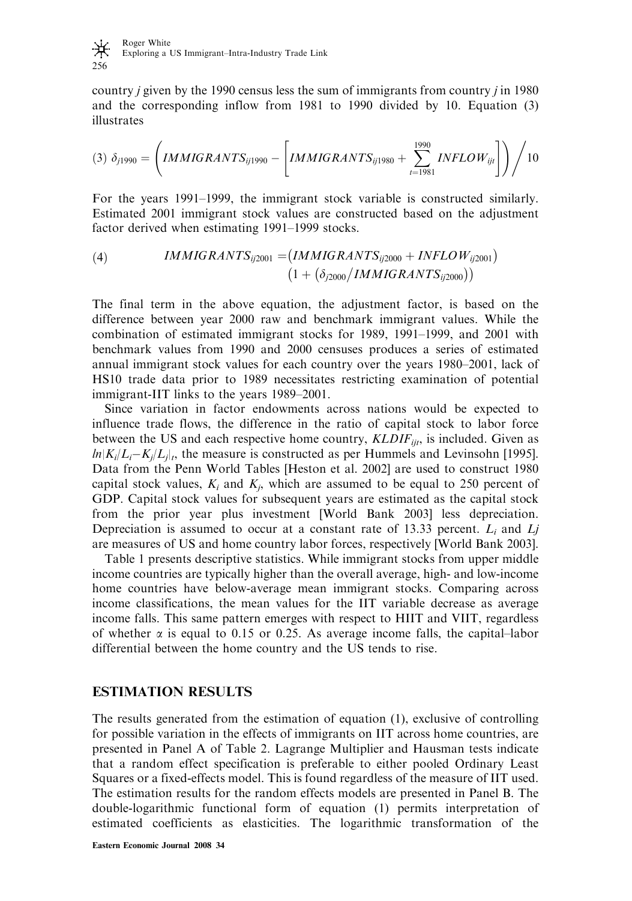country $j$ given by the 1990 census less the sum of immigrants from country $j$ in 1980 and the corresponding inflow from 1981 to 1990 divided by 10. Equation (3) illustrates

$$(3)\ \delta_{j1990} = \left( IMMIGRANTS_{ij1990} - \left[ IMMIGRANTS_{ij1980} + \sum_{t=1981}^{1990} INFLOW_{ijt} \right] \right) \Big/ 10$$

For the years 1991–1999, the immigrant stock variable is constructed similarly. Estimated 2001 immigrant stock values are constructed based on the adjustment factor derived when estimating 1991–1999 stocks.

$$(4)\qquad IMMIGRANTS_{ij2001} = \left( IMMIGRANTS_{ij2000} + INFLOW_{ij2001} \right) \left( 1 + \left( \delta_{j2000} / IMMIGRANTS_{ij2000} \right) \right)$$

The final term in the above equation, the adjustment factor, is based on the difference between year 2000 raw and benchmark immigrant values. While the combination of estimated immigrant stocks for 1989, 1991–1999, and 2001 with benchmark values from 1990 and 2000 censuses produces a series of estimated annual immigrant stock values for each country over the years 1980–2001, lack of HS10 trade data prior to 1989 necessitates restricting examination of potential immigrant-IIT links to the years 1989–2001.

Since variation in factor endowments across nations would be expected to influence trade flows, the difference in the ratio of capital stock to labor force between the US and each respective home country, $KLDIF_{ijt}$, is included. Given as $ln|K_i/L_i - K_j/L_j|_t$, the measure is constructed as per Hummels and Levinsohn [1995]. Data from the Penn World Tables [Heston et al. 2002] are used to construct 1980 capital stock values, $K_i$ and $K_j$, which are assumed to be equal to 250 percent of GDP. Capital stock values for subsequent years are estimated as the capital stock from the prior year plus investment [World Bank 2003] less depreciation. Depreciation is assumed to occur at a constant rate of 13.33 percent. $L_i$ and $Lj$ are measures of US and home country labor forces, respectively [World Bank 2003].

Table 1 presents descriptive statistics. While immigrant stocks from upper middle income countries are typically higher than the overall average, high- and low-income home countries have below-average mean immigrant stocks. Comparing across income classifications, the mean values for the IIT variable decrease as average income falls. This same pattern emerges with respect to HIIT and VIIT, regardless of whether $\alpha$ is equal to 0.15 or 0.25. As average income falls, the capital–labor differential between the home country and the US tends to rise.

## ESTIMATION RESULTS

The results generated from the estimation of equation (1), exclusive of controlling for possible variation in the effects of immigrants on IIT across home countries, are presented in Panel A of Table 2. Lagrange Multiplier and Hausman tests indicate that a random effect specification is preferable to either pooled Ordinary Least Squares or a fixed-effects model. This is found regardless of the measure of IIT used. The estimation results for the random effects models are presented in Panel B. The double-logarithmic functional form of equation (1) permits interpretation of estimated coefficients as elasticities. The logarithmic transformation of the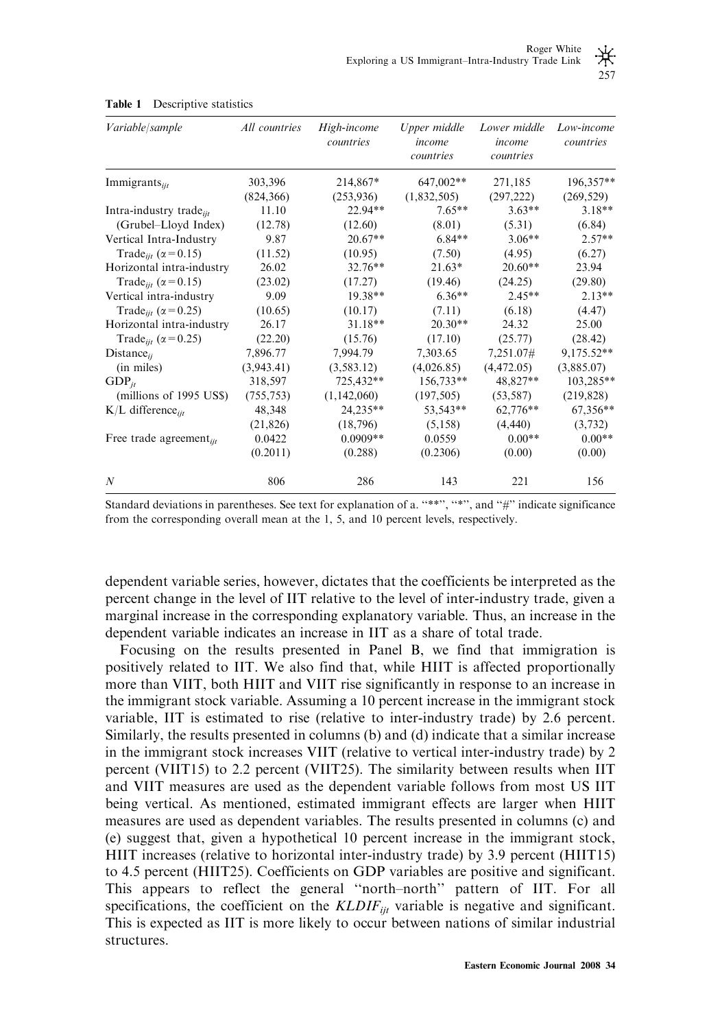**Table 1** Descriptive statistics

| *Variable/sample* | *All countries* | *High-income countries* | *Upper middle income countries* | *Lower middle income countries* | *Low-income countries* |
|---|---|---|---|---|---|
| $\text{Immigrants}_{ijt}$ | 303,396 | 214,867* | 647,002** | 271,185 | 196,357** |
| | (824,366) | (253,936) | (1,832,505) | (297,222) | (269,529) |
| $\text{Intra-industry trade}_{ijt}$ | 11.10 | 22.94** | 7.65** | 3.63** | 3.18** |
| (Grubel–Lloyd Index) | (12.78) | (12.60) | (8.01) | (5.31) | (6.84) |
| Vertical Intra-Industry | 9.87 | 20.67** | 6.84** | 3.06** | 2.57** |
| $\text{Trade}_{ijt}$ ($\alpha = 0.15$) | (11.52) | (10.95) | (7.50) | (4.95) | (6.27) |
| Horizontal intra-industry | 26.02 | 32.76** | 21.63* | 20.60** | 23.94 |
| $\text{Trade}_{ijt}$ ($\alpha = 0.15$) | (23.02) | (17.27) | (19.46) | (24.25) | (29.80) |
| Vertical intra-industry | 9.09 | 19.38** | 6.36** | 2.45** | 2.13** |
| $\text{Trade}_{ijt}$ ($\alpha = 0.25$) | (10.65) | (10.17) | (7.11) | (6.18) | (4.47) |
| Horizontal intra-industry | 26.17 | 31.18** | 20.30** | 24.32 | 25.00 |
| $\text{Trade}_{ijt}$ ($\alpha = 0.25$) | (22.20) | (15.76) | (17.10) | (25.77) | (28.42) |
| $\text{Distance}_{ij}$ | 7,896.77 | 7,994.79 | 7,303.65 | 7,251.07# | 9,175.52** |
| (in miles) | (3,943.41) | (3,583.12) | (4,026.85) | (4,472.05) | (3,885.07) |
| $\text{GDP}_{jt}$ | 318,597 | 725,432** | 156,733** | 48,827** | 103,285** |
| (millions of 1995 US$) | (755,753) | (1,142,060) | (197,505) | (53,587) | (219,828) |
| $\text{K/L difference}_{ijt}$ | 48,348 | 24,235** | 53,543** | 62,776** | 67,356** |
| | (21,826) | (18,796) | (5,158) | (4,440) | (3,732) |
| $\text{Free trade agreement}_{ijt}$ | 0.0422 | 0.0909** | 0.0559 | 0.00** | 0.00** |
| | (0.2011) | (0.288) | (0.2306) | (0.00) | (0.00) |
| $N$ | 806 | 286 | 143 | 221 | 156 |

Standard deviations in parentheses. See text for explanation of a. "**", "*", and "#" indicate significance from the corresponding overall mean at the 1, 5, and 10 percent levels, respectively.

dependent variable series, however, dictates that the coefficients be interpreted as the percent change in the level of IIT relative to the level of inter-industry trade, given a marginal increase in the corresponding explanatory variable. Thus, an increase in the dependent variable indicates an increase in IIT as a share of total trade.

Focusing on the results presented in Panel B, we find that immigration is positively related to IIT. We also find that, while HIIT is affected proportionally more than VIIT, both HIIT and VIIT rise significantly in response to an increase in the immigrant stock variable. Assuming a 10 percent increase in the immigrant stock variable, IIT is estimated to rise (relative to inter-industry trade) by 2.6 percent. Similarly, the results presented in columns (b) and (d) indicate that a similar increase in the immigrant stock increases VIIT (relative to vertical inter-industry trade) by 2 percent (VIIT15) to 2.2 percent (VIIT25). The similarity between results when IIT and VIIT measures are used as the dependent variable follows from most US IIT being vertical. As mentioned, estimated immigrant effects are larger when HIIT measures are used as dependent variables. The results presented in columns (c) and (e) suggest that, given a hypothetical 10 percent increase in the immigrant stock, HIIT increases (relative to horizontal inter-industry trade) by 3.9 percent (HIIT15) to 4.5 percent (HIIT25). Coefficients on GDP variables are positive and significant. This appears to reflect the general "north–north" pattern of IIT. For all specifications, the coefficient on the $KLDIF_{ijt}$ variable is negative and significant. This is expected as IIT is more likely to occur between nations of similar industrial structures.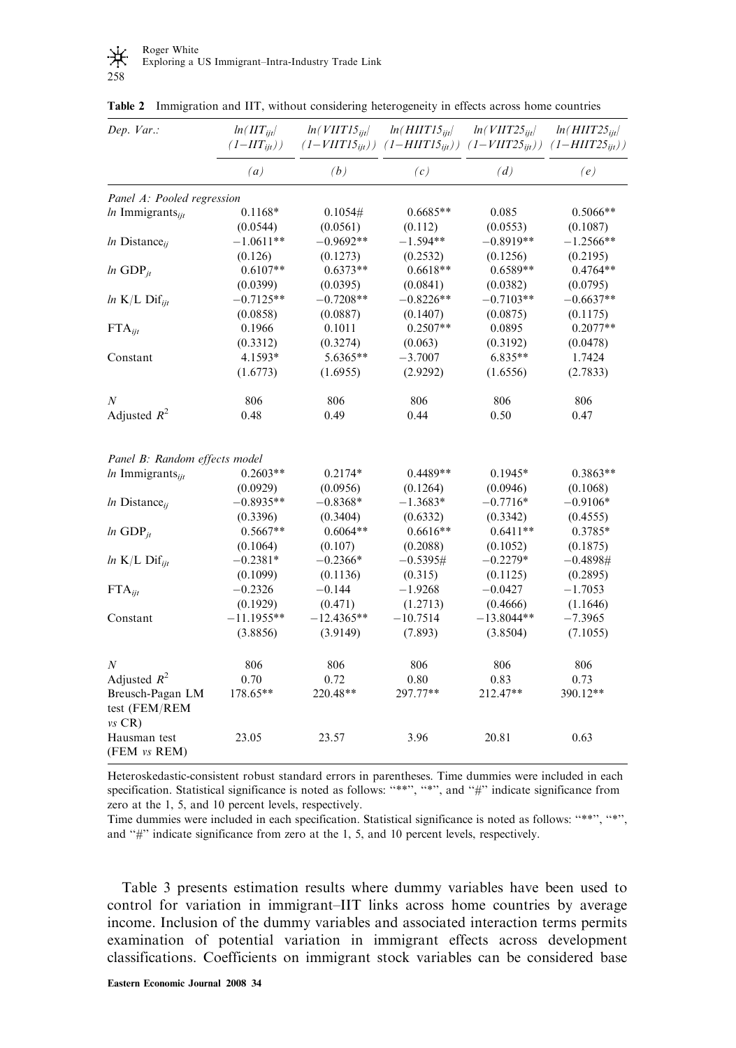**Table 2** Immigration and IIT, without considering heterogeneity in effects across home countries

| Dep. Var.: | $ln(IIT_{ijt}/(1-IIT_{ijt}))$ | $ln(VIIT15_{ijt}/(1-VIIT15_{ijt}))$ | $ln(HIIT15_{ijt}/(1-HIIT15_{ijt}))$ | $ln(VIIT25_{ijt}/(1-VIIT25_{ijt}))$ | $ln(HIIT25_{ijt}/(1-HIIT25_{ijt}))$ |
|---|---|---|---|---|---|
| | (a) | (b) | (c) | (d) | (e) |
| *Panel A: Pooled regression* | | | | | |
| $ln$ Immigrants$_{ijt}$ | 0.1168* | 0.1054# | 0.6685** | 0.085 | 0.5066** |
| | (0.0544) | (0.0561) | (0.112) | (0.0553) | (0.1087) |
| $ln$ Distance$_{ij}$ | −1.0611** | −0.9692** | −1.594** | −0.8919** | −1.2566** |
| | (0.126) | (0.1273) | (0.2532) | (0.1256) | (0.2195) |
| $ln$ GDP$_{jt}$ | 0.6107** | 0.6373** | 0.6618** | 0.6589** | 0.4764** |
| | (0.0399) | (0.0395) | (0.0841) | (0.0382) | (0.0795) |
| $ln$ K/L Dif$_{ijt}$ | −0.7125** | −0.7208** | −0.8226** | −0.7103** | −0.6637** |
| | (0.0858) | (0.0887) | (0.1407) | (0.0875) | (0.1175) |
| FTA$_{ijt}$ | 0.1966 | 0.1011 | 0.2507** | 0.0895 | 0.2077** |
| | (0.3312) | (0.3274) | (0.063) | (0.3192) | (0.0478) |
| Constant | 4.1593* | 5.6365** | −3.7007 | 6.835** | 1.7424 |
| | (1.6773) | (1.6955) | (2.9292) | (1.6556) | (2.7833) |
| $N$ | 806 | 806 | 806 | 806 | 806 |
| Adjusted $R^2$ | 0.48 | 0.49 | 0.44 | 0.50 | 0.47 |
| *Panel B: Random effects model* | | | | | |
| $ln$ Immigrants$_{ijt}$ | 0.2603** | 0.2174* | 0.4489** | 0.1945* | 0.3863** |
| | (0.0929) | (0.0956) | (0.1264) | (0.0946) | (0.1068) |
| $ln$ Distance$_{ij}$ | −0.8935** | −0.8368* | −1.3683* | −0.7716* | −0.9106* |
| | (0.3396) | (0.3404) | (0.6332) | (0.3342) | (0.4555) |
| $ln$ GDP$_{jt}$ | 0.5667** | 0.6064** | 0.6616** | 0.6411** | 0.3785* |
| | (0.1064) | (0.107) | (0.2088) | (0.1052) | (0.1875) |
| $ln$ K/L Dif$_{ijt}$ | −0.2381* | −0.2366* | −0.5395# | −0.2279* | −0.4898# |
| | (0.1099) | (0.1136) | (0.315) | (0.1125) | (0.2895) |
| FTA$_{ijt}$ | −0.2326 | −0.144 | −1.9268 | −0.0427 | −1.7053 |
| | (0.1929) | (0.471) | (1.2713) | (0.4666) | (1.1646) |
| Constant | −11.1955** | −12.4365** | −10.7514 | −13.8044** | −7.3965 |
| | (3.8856) | (3.9149) | (7.893) | (3.8504) | (7.1055) |
| $N$ | 806 | 806 | 806 | 806 | 806 |
| Adjusted $R^2$ | 0.70 | 0.72 | 0.80 | 0.83 | 0.73 |
| Breusch-Pagan LM test (FEM/REM vs CR) | 178.65** | 220.48** | 297.77** | 212.47** | 390.12** |
| Hausman test (FEM vs REM) | 23.05 | 23.57 | 3.96 | 20.81 | 0.63 |

Heteroskedastic-consistent robust standard errors in parentheses. Time dummies were included in each specification. Statistical significance is noted as follows: "**", "*", and "#" indicate significance from zero at the 1, 5, and 10 percent levels, respectively.

Time dummies were included in each specification. Statistical significance is noted as follows: "**", "*", and "#" indicate significance from zero at the 1, 5, and 10 percent levels, respectively.

Table 3 presents estimation results where dummy variables have been used to control for variation in immigrant–IIT links across home countries by average income. Inclusion of the dummy variables and associated interaction terms permits examination of potential variation in immigrant effects across development classifications. Coefficients on immigrant stock variables can be considered base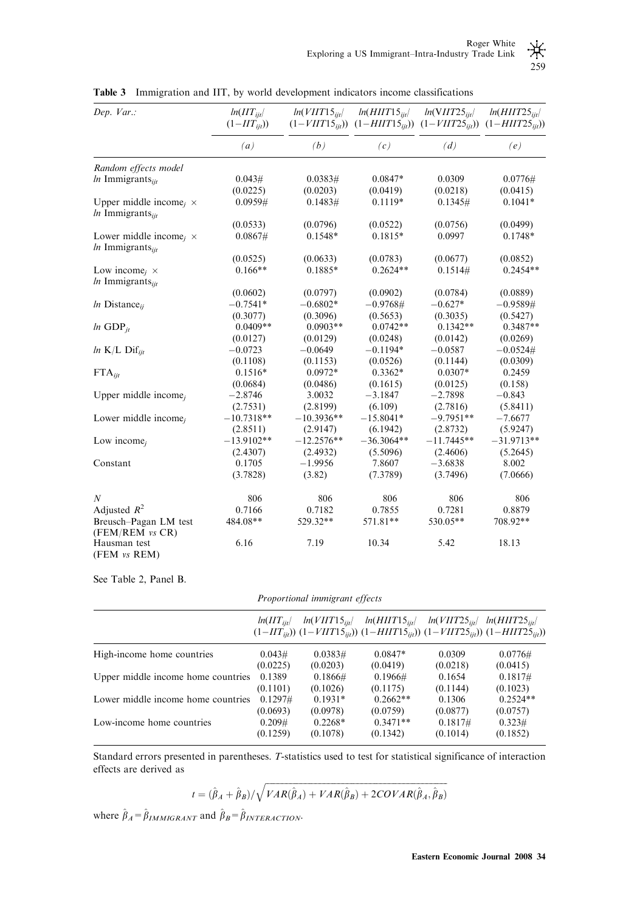**Table 3** Immigration and IIT, by world development indicators income classifications

| Dep. Var.: | $ln(IIT_{ijt}/(1-IIT_{ijt}))$ | $ln(VIIT15_{ijt}/(1-VIIT15_{ijt}))$ | $ln(HIIT15_{ijt}/(1-HIIT15_{ijt}))$ | $ln(VIIT25_{ijt}/(1-VIIT25_{ijt}))$ | $ln(HIIT25_{ijt}/(1-HIIT25_{ijt}))$ |
|---|---|---|---|---|---|
| | (a) | (b) | (c) | (d) | (e) |
| *Random effects model* | | | | | |
| $ln$ Immigrants$_{ijt}$ | 0.043# | 0.0383# | 0.0847* | 0.0309 | 0.0776# |
| | (0.0225) | (0.0203) | (0.0419) | (0.0218) | (0.0415) |
| Upper middle income$_j$ × $ln$ Immigrants$_{ijt}$ | 0.0959# | 0.1483# | 0.1119* | 0.1345# | 0.1041* |
| | (0.0533) | (0.0796) | (0.0522) | (0.0756) | (0.0499) |
| Lower middle income$_j$ × $ln$ Immigrants$_{ijt}$ | 0.0867# | 0.1548* | 0.1815* | 0.0997 | 0.1748* |
| | (0.0525) | (0.0633) | (0.0783) | (0.0677) | (0.0852) |
| Low income$_j$ × $ln$ Immigrants$_{ijt}$ | 0.166** | 0.1885* | 0.2624** | 0.1514# | 0.2454** |
| | (0.0602) | (0.0797) | (0.0902) | (0.0784) | (0.0889) |
| $ln$ Distance$_{ij}$ | −0.7541* | −0.6802* | −0.9768# | −0.627* | −0.9589# |
| | (0.3077) | (0.3096) | (0.5653) | (0.3035) | (0.5427) |
| $ln$ GDP$_{jt}$ | 0.0409** | 0.0903** | 0.0742** | 0.1342** | 0.3487** |
| | (0.0127) | (0.0129) | (0.0248) | (0.0142) | (0.0269) |
| $ln$ K/L Dif$_{ijt}$ | −0.0723 | −0.0649 | −0.1194* | −0.0587 | −0.0524# |
| | (0.1108) | (0.1153) | (0.0526) | (0.1144) | (0.0309) |
| FTA$_{ijt}$ | 0.1516* | 0.0972* | 0.3362* | 0.0307* | 0.2459 |
| | (0.0684) | (0.0486) | (0.1615) | (0.0125) | (0.158) |
| Upper middle income$_j$ | −2.8746 | 3.0032 | −3.1847 | −2.7898 | −0.843 |
| | (2.7531) | (2.8199) | (6.109) | (2.7816) | (5.8411) |
| Lower middle income$_j$ | −10.7318** | −10.3936** | −15.8041* | −9.7951** | −7.6677 |
| | (2.8511) | (2.9147) | (6.1942) | (2.8732) | (5.9247) |
| Low income$_j$ | −13.9102** | −12.2576** | −36.3064** | −11.7445** | −31.9713** |
| | (2.4307) | (2.4932) | (5.5096) | (2.4606) | (5.2645) |
| Constant | 0.1705 | −1.9956 | 7.8607 | −3.6838 | 8.002 |
| | (3.7828) | (3.82) | (7.3789) | (3.7496) | (7.0666) |
| $N$ | 806 | 806 | 806 | 806 | 806 |
| Adjusted $R^2$ | 0.7166 | 0.7182 | 0.7855 | 0.7281 | 0.8879 |
| Breusch–Pagan LM test (FEM/REM *vs* CR) | 484.08** | 529.32** | 571.81** | 530.05** | 708.92** |
| Hausman test (FEM *vs* REM) | 6.16 | 7.19 | 10.34 | 5.42 | 18.13 |

See Table 2, Panel B.

*Proportional immigrant effects*

| | $ln(IIT_{ijt}/(1-IIT_{ijt}))$ | $ln(VIIT15_{ijt}/(1-VIIT15_{ijt}))$ | $ln(HIIT15_{ijt}/(1-HIIT15_{ijt}))$ | $ln(VIIT25_{ijt}/(1-VIIT25_{ijt}))$ | $ln(HIIT25_{ijt}/(1-HIIT25_{ijt}))$ |
|---|---|---|---|---|---|
| High-income home countries | 0.043# | 0.0383# | 0.0847* | 0.0309 | 0.0776# |
| | (0.0225) | (0.0203) | (0.0419) | (0.0218) | (0.0415) |
| Upper middle income home countries | 0.1389 | 0.1866# | 0.1966# | 0.1654 | 0.1817# |
| | (0.1101) | (0.1026) | (0.1175) | (0.1144) | (0.1023) |
| Lower middle income home countries | 0.1297# | 0.1931* | 0.2662** | 0.1306 | 0.2524** |
| | (0.0693) | (0.0978) | (0.0759) | (0.0877) | (0.0757) |
| Low-income home countries | 0.209# | 0.2268* | 0.3471** | 0.1817# | 0.323# |
| | (0.1259) | (0.1078) | (0.1342) | (0.1014) | (0.1852) |

Standard errors presented in parentheses. *T*-statistics used to test for statistical significance of interaction effects are derived as

$$t = (\hat{\beta}_A + \hat{\beta}_B)/\sqrt{VAR(\hat{\beta}_A) + VAR(\hat{\beta}_B) + 2COVAR(\hat{\beta}_A, \hat{\beta}_B)}$$

where $\hat{\beta}_A = \hat{\beta}_{IMMIGRANT}$ and $\hat{\beta}_B = \hat{\beta}_{INTERACTION}$.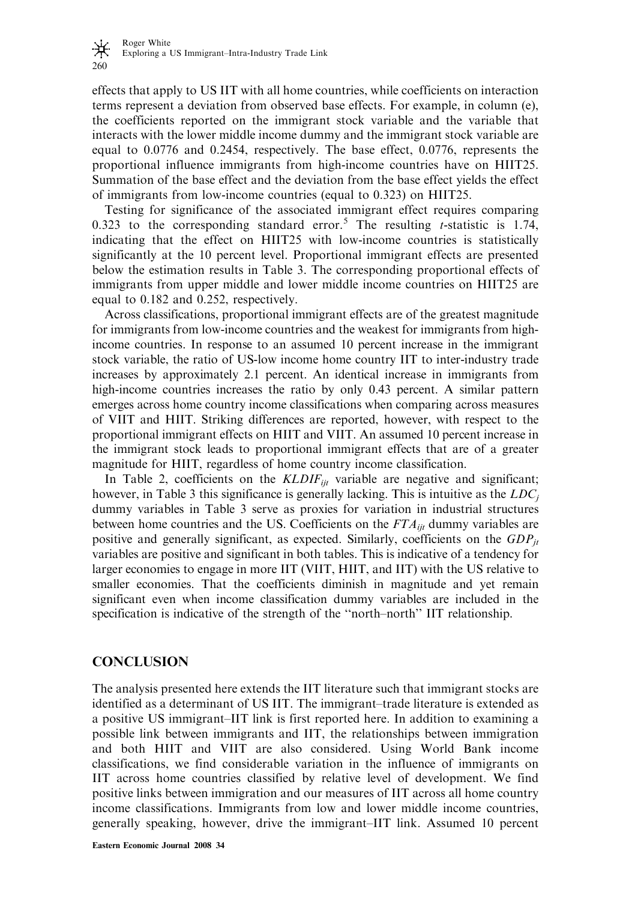effects that apply to US IIT with all home countries, while coefficients on interaction terms represent a deviation from observed base effects. For example, in column (e), the coefficients reported on the immigrant stock variable and the variable that interacts with the lower middle income dummy and the immigrant stock variable are equal to 0.0776 and 0.2454, respectively. The base effect, 0.0776, represents the proportional influence immigrants from high-income countries have on HIIT25. Summation of the base effect and the deviation from the base effect yields the effect of immigrants from low-income countries (equal to 0.323) on HIIT25.

Testing for significance of the associated immigrant effect requires comparing 0.323 to the corresponding standard error.[5] The resulting $t$-statistic is 1.74, indicating that the effect on HIIT25 with low-income countries is statistically significantly at the 10 percent level. Proportional immigrant effects are presented below the estimation results in Table 3. The corresponding proportional effects of immigrants from upper middle and lower middle income countries on HIIT25 are equal to 0.182 and 0.252, respectively.

Across classifications, proportional immigrant effects are of the greatest magnitude for immigrants from low-income countries and the weakest for immigrants from high-income countries. In response to an assumed 10 percent increase in the immigrant stock variable, the ratio of US-low income home country IIT to inter-industry trade increases by approximately 2.1 percent. An identical increase in immigrants from high-income countries increases the ratio by only 0.43 percent. A similar pattern emerges across home country income classifications when comparing across measures of VIIT and HIIT. Striking differences are reported, however, with respect to the proportional immigrant effects on HIIT and VIIT. An assumed 10 percent increase in the immigrant stock leads to proportional immigrant effects that are of a greater magnitude for HIIT, regardless of home country income classification.

In Table 2, coefficients on the $KLDIF_{ijt}$ variable are negative and significant; however, in Table 3 this significance is generally lacking. This is intuitive as the $LDC_j$ dummy variables in Table 3 serve as proxies for variation in industrial structures between home countries and the US. Coefficients on the $FTA_{ijt}$ dummy variables are positive and generally significant, as expected. Similarly, coefficients on the $GDP_{jt}$ variables are positive and significant in both tables. This is indicative of a tendency for larger economies to engage in more IIT (VIIT, HIIT, and IIT) with the US relative to smaller economies. That the coefficients diminish in magnitude and yet remain significant even when income classification dummy variables are included in the specification is indicative of the strength of the "north–north" IIT relationship.

## CONCLUSION

The analysis presented here extends the IIT literature such that immigrant stocks are identified as a determinant of US IIT. The immigrant–trade literature is extended as a positive US immigrant–IIT link is first reported here. In addition to examining a possible link between immigrants and IIT, the relationships between immigration and both HIIT and VIIT are also considered. Using World Bank income classifications, we find considerable variation in the influence of immigrants on IIT across home countries classified by relative level of development. We find positive links between immigration and our measures of IIT across all home country income classifications. Immigrants from low and lower middle income countries, generally speaking, however, drive the immigrant–IIT link. Assumed 10 percent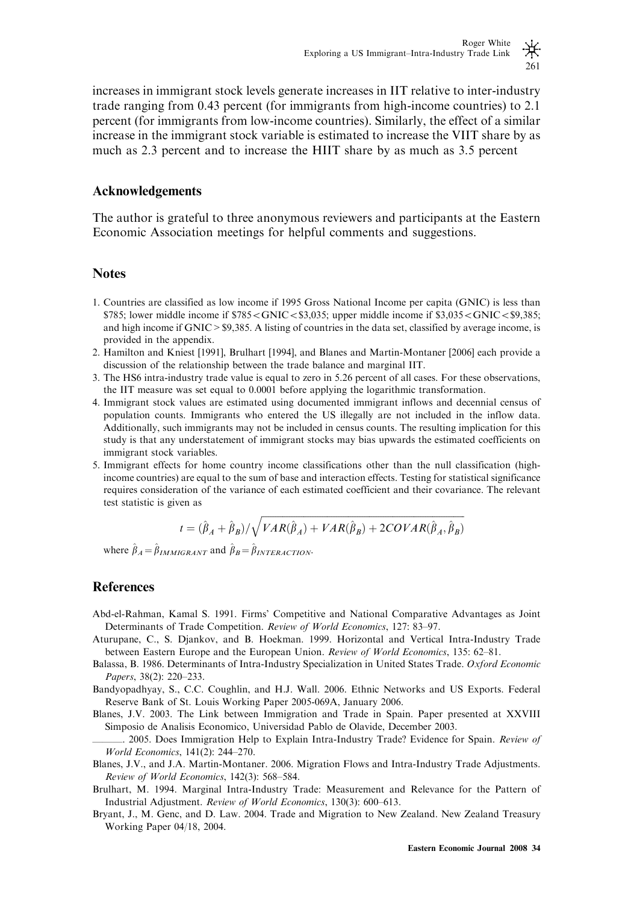increases in immigrant stock levels generate increases in IIT relative to inter-industry trade ranging from 0.43 percent (for immigrants from high-income countries) to 2.1 percent (for immigrants from low-income countries). Similarly, the effect of a similar increase in the immigrant stock variable is estimated to increase the VIIT share by as much as 2.3 percent and to increase the HIIT share by as much as 3.5 percent

## Acknowledgements

The author is grateful to three anonymous reviewers and participants at the Eastern Economic Association meetings for helpful comments and suggestions.

## Notes

1. Countries are classified as low income if 1995 Gross National Income per capita (GNIC) is less than \$785; lower middle income if \$785 < GNIC < \$3,035; upper middle income if \$3,035 < GNIC < \$9,385; and high income if GNIC > \$9,385. A listing of countries in the data set, classified by average income, is provided in the appendix.
2. Hamilton and Kniest [1991], Brulhart [1994], and Blanes and Martin-Montaner [2006] each provide a discussion of the relationship between the trade balance and marginal IIT.
3. The HS6 intra-industry trade value is equal to zero in 5.26 percent of all cases. For these observations, the IIT measure was set equal to 0.0001 before applying the logarithmic transformation.
4. Immigrant stock values are estimated using documented immigrant inflows and decennial census of population counts. Immigrants who entered the US illegally are not included in the inflow data. Additionally, such immigrants may not be included in census counts. The resulting implication for this study is that any understatement of immigrant stocks may bias upwards the estimated coefficients on immigrant stock variables.
5. Immigrant effects for home country income classifications other than the null classification (high-income countries) are equal to the sum of base and interaction effects. Testing for statistical significance requires consideration of the variance of each estimated coefficient and their covariance. The relevant test statistic is given as

$$t = (\hat{\beta}_A + \hat{\beta}_B)/\sqrt{VAR(\hat{\beta}_A) + VAR(\hat{\beta}_B) + 2COVAR(\hat{\beta}_A, \hat{\beta}_B)}$$

where $\hat{\beta}_A = \hat{\beta}_{IMMIGRANT}$ and $\hat{\beta}_B = \hat{\beta}_{INTERACTION}$.

## References

Abd-el-Rahman, Kamal S. 1991. Firms' Competitive and National Comparative Advantages as Joint Determinants of Trade Competition. *Review of World Economics*, 127: 83–97.

Aturupane, C., S. Djankov, and B. Hoekman. 1999. Horizontal and Vertical Intra-Industry Trade between Eastern Europe and the European Union. *Review of World Economics*, 135: 62–81.

Balassa, B. 1986. Determinants of Intra-Industry Specialization in United States Trade. *Oxford Economic Papers*, 38(2): 220–233.

Bandyopadhyay, S., C.C. Coughlin, and H.J. Wall. 2006. Ethnic Networks and US Exports. Federal Reserve Bank of St. Louis Working Paper 2005-069A, January 2006.

Blanes, J.V. 2003. The Link between Immigration and Trade in Spain. Paper presented at XXVIII Simposio de Analisis Economico, Universidad Pablo de Olavide, December 2003.

———. 2005. Does Immigration Help to Explain Intra-Industry Trade? Evidence for Spain. *Review of World Economics*, 141(2): 244–270.

Blanes, J.V., and J.A. Martin-Montaner. 2006. Migration Flows and Intra-Industry Trade Adjustments. *Review of World Economics*, 142(3): 568–584.

Brulhart, M. 1994. Marginal Intra-Industry Trade: Measurement and Relevance for the Pattern of Industrial Adjustment. *Review of World Economics*, 130(3): 600–613.

Bryant, J., M. Genc, and D. Law. 2004. Trade and Migration to New Zealand. New Zealand Treasury Working Paper 04/18, 2004.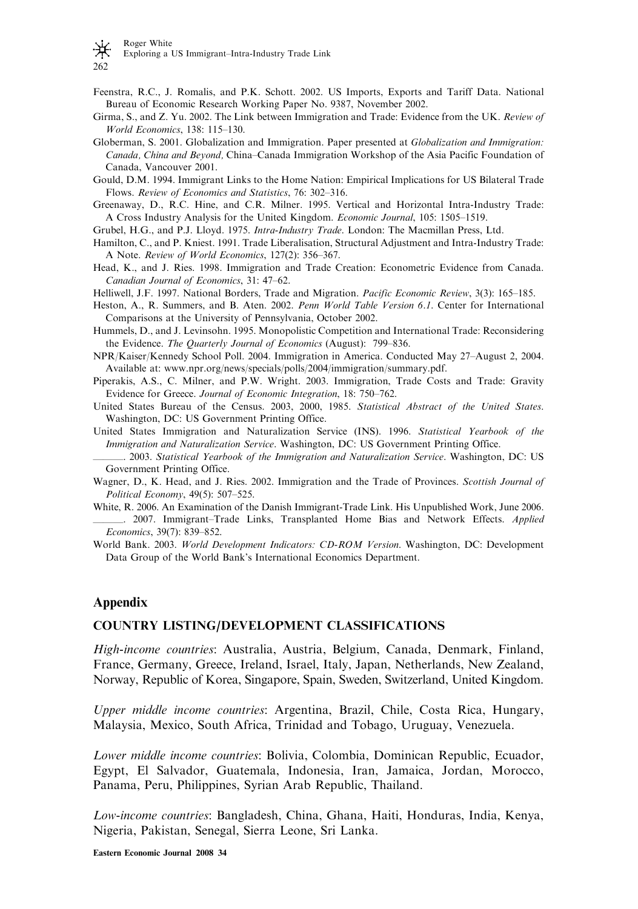Feenstra, R.C., J. Romalis, and P.K. Schott. 2002. US Imports, Exports and Tariff Data. National Bureau of Economic Research Working Paper No. 9387, November 2002.

Girma, S., and Z. Yu. 2002. The Link between Immigration and Trade: Evidence from the UK. *Review of World Economics*, 138: 115–130.

Globerman, S. 2001. Globalization and Immigration. Paper presented at *Globalization and Immigration: Canada, China and Beyond,* China–Canada Immigration Workshop of the Asia Pacific Foundation of Canada, Vancouver 2001.

Gould, D.M. 1994. Immigrant Links to the Home Nation: Empirical Implications for US Bilateral Trade Flows. *Review of Economics and Statistics*, 76: 302–316.

Greenaway, D., R.C. Hine, and C.R. Milner. 1995. Vertical and Horizontal Intra-Industry Trade: A Cross Industry Analysis for the United Kingdom. *Economic Journal*, 105: 1505–1519.

Grubel, H.G., and P.J. Lloyd. 1975. *Intra-Industry Trade*. London: The Macmillan Press, Ltd.

Hamilton, C., and P. Kniest. 1991. Trade Liberalisation, Structural Adjustment and Intra-Industry Trade: A Note. *Review of World Economics*, 127(2): 356–367.

Head, K., and J. Ries. 1998. Immigration and Trade Creation: Econometric Evidence from Canada. *Canadian Journal of Economics*, 31: 47–62.

Helliwell, J.F. 1997. National Borders, Trade and Migration. *Pacific Economic Review*, 3(3): 165–185.

Heston, A., R. Summers, and B. Aten. 2002. *Penn World Table Version 6.1*. Center for International Comparisons at the University of Pennsylvania, October 2002.

Hummels, D., and J. Levinsohn. 1995. Monopolistic Competition and International Trade: Reconsidering the Evidence. *The Quarterly Journal of Economics* (August): 799–836.

NPR/Kaiser/Kennedy School Poll. 2004. Immigration in America. Conducted May 27–August 2, 2004. Available at: www.npr.org/news/specials/polls/2004/immigration/summary.pdf.

Piperakis, A.S., C. Milner, and P.W. Wright. 2003. Immigration, Trade Costs and Trade: Gravity Evidence for Greece. *Journal of Economic Integration*, 18: 750–762.

United States Bureau of the Census. 2003, 2000, 1985. *Statistical Abstract of the United States*. Washington, DC: US Government Printing Office.

United States Immigration and Naturalization Service (INS). 1996. *Statistical Yearbook of the Immigration and Naturalization Service*. Washington, DC: US Government Printing Office.

———. 2003. *Statistical Yearbook of the Immigration and Naturalization Service*. Washington, DC: US Government Printing Office.

Wagner, D., K. Head, and J. Ries. 2002. Immigration and the Trade of Provinces. *Scottish Journal of Political Economy*, 49(5): 507–525.

White, R. 2006. An Examination of the Danish Immigrant-Trade Link. His Unpublished Work, June 2006.

———. 2007. Immigrant–Trade Links, Transplanted Home Bias and Network Effects. *Applied Economics*, 39(7): 839–852.

World Bank. 2003. *World Development Indicators: CD-ROM Version*. Washington, DC: Development Data Group of the World Bank's International Economics Department.

## Appendix

### COUNTRY LISTING/DEVELOPMENT CLASSIFICATIONS

*High-income countries*: Australia, Austria, Belgium, Canada, Denmark, Finland, France, Germany, Greece, Ireland, Israel, Italy, Japan, Netherlands, New Zealand, Norway, Republic of Korea, Singapore, Spain, Sweden, Switzerland, United Kingdom.

*Upper middle income countries*: Argentina, Brazil, Chile, Costa Rica, Hungary, Malaysia, Mexico, South Africa, Trinidad and Tobago, Uruguay, Venezuela.

*Lower middle income countries*: Bolivia, Colombia, Dominican Republic, Ecuador, Egypt, El Salvador, Guatemala, Indonesia, Iran, Jamaica, Jordan, Morocco, Panama, Peru, Philippines, Syrian Arab Republic, Thailand.

*Low-income countries*: Bangladesh, China, Ghana, Haiti, Honduras, India, Kenya, Nigeria, Pakistan, Senegal, Sierra Leone, Sri Lanka.